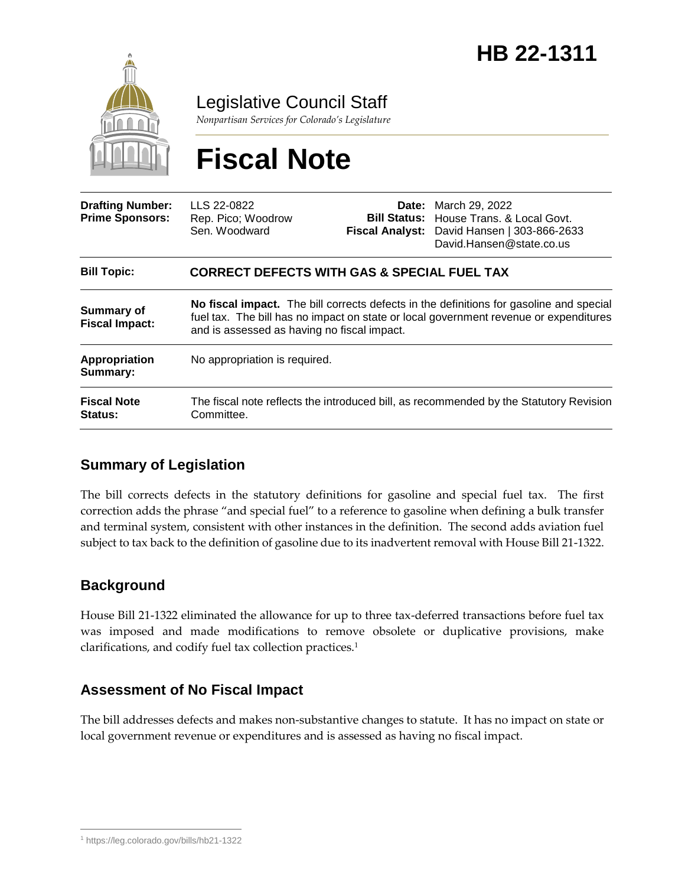# HB 22-1311

Legislative Council Staff

*Nonpartisan Services for Colorado's Legislature*

# Fiscal Note

| | | | |
|---|---|---|---|
| **Drafting Number:** | LLS 22-0822 | **Date:** | March 29, 2022 |
| **Prime Sponsors:** | Rep. Pico; Woodrow<br>Sen. Woodward | **Bill Status:** | House Trans. & Local Govt. |
| | | **Fiscal Analyst:** | David Hansen \| 303-866-2633<br>David.Hansen@state.co.us |

| | |
|---|---|
| **Bill Topic:** | **CORRECT DEFECTS WITH GAS & SPECIAL FUEL TAX** |
| **Summary of Fiscal Impact:** | **No fiscal impact.** The bill corrects defects in the definitions for gasoline and special fuel tax. The bill has no impact on state or local government revenue or expenditures and is assessed as having no fiscal impact. |
| **Appropriation Summary:** | No appropriation is required. |
| **Fiscal Note Status:** | The fiscal note reflects the introduced bill, as recommended by the Statutory Revision Committee. |

## Summary of Legislation

The bill corrects defects in the statutory definitions for gasoline and special fuel tax. The first correction adds the phrase "and special fuel" to a reference to gasoline when defining a bulk transfer and terminal system, consistent with other instances in the definition. The second adds aviation fuel subject to tax back to the definition of gasoline due to its inadvertent removal with House Bill 21-1322.

## Background

House Bill 21-1322 eliminated the allowance for up to three tax-deferred transactions before fuel tax was imposed and made modifications to remove obsolete or duplicative provisions, make clarifications, and codify fuel tax collection practices.[1]

## Assessment of No Fiscal Impact

The bill addresses defects and makes non-substantive changes to statute. It has no impact on state or local government revenue or expenditures and is assessed as having no fiscal impact.

[1] https://leg.colorado.gov/bills/hb21-1322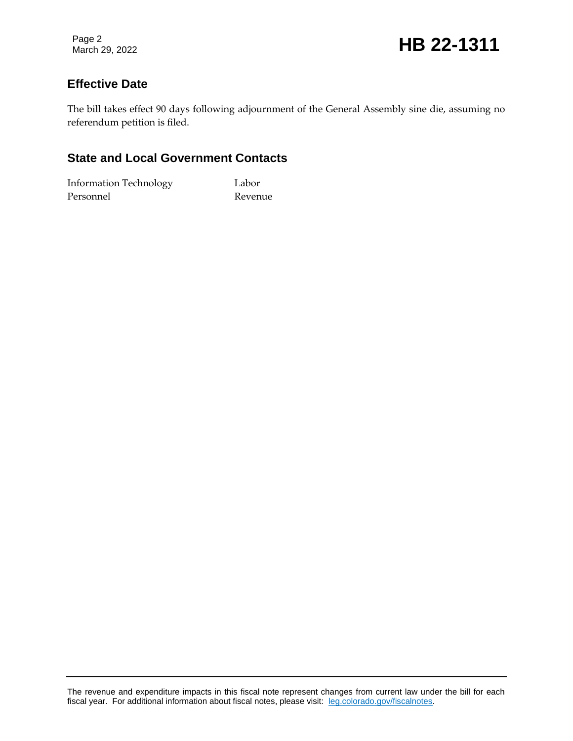## Effective Date

The bill takes effect 90 days following adjournment of the General Assembly sine die, assuming no referendum petition is filed.

## State and Local Government Contacts

| | |
|---|---|
| Information Technology | Labor |
| Personnel | Revenue |

The revenue and expenditure impacts in this fiscal note represent changes from current law under the bill for each fiscal year. For additional information about fiscal notes, please visit: leg.colorado.gov/fiscalnotes.